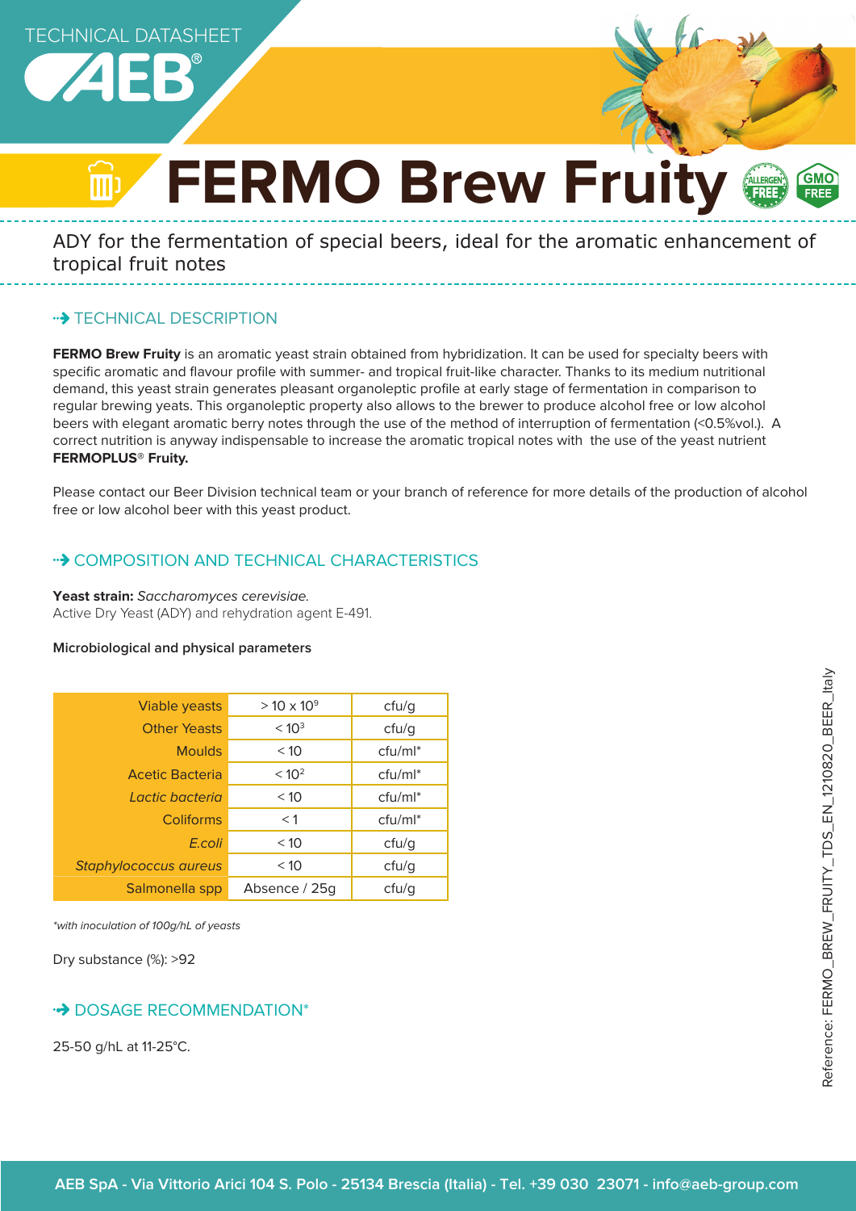TECHNICAL DATASHEET

AEB®

# FERMO Brew Fruity

ALLERGEN FREE · GMO FREE

ADY for the fermentation of special beers, ideal for the aromatic enhancement of tropical fruit notes

## TECHNICAL DESCRIPTION

**FERMO Brew Fruity** is an aromatic yeast strain obtained from hybridization. It can be used for specialty beers with specific aromatic and flavour profile with summer- and tropical fruit-like character. Thanks to its medium nutritional demand, this yeast strain generates pleasant organoleptic profile at early stage of fermentation in comparison to regular brewing yeats. This organoleptic property also allows to the brewer to produce alcohol free or low alcohol beers with elegant aromatic berry notes through the use of the method of interruption of fermentation (<0.5%vol.). A correct nutrition is anyway indispensable to increase the aromatic tropical notes with the use of the yeast nutrient **FERMOPLUS® Fruity.**

Please contact our Beer Division technical team or your branch of reference for more details of the production of alcohol free or low alcohol beer with this yeast product.

## COMPOSITION AND TECHNICAL CHARACTERISTICS

**Yeast strain:** *Saccharomyces cerevisiae.*
Active Dry Yeast (ADY) and rehydration agent E-491.

**Microbiological and physical parameters**

| Parameter | Value | Unit |
|---|---|---|
| Viable yeasts | $> 10 \times 10^9$ | cfu/g |
| Other Yeasts | $< 10^3$ | cfu/g |
| Moulds | < 10 | cfu/ml* |
| Acetic Bacteria | $< 10^2$ | cfu/ml* |
| *Lactic bacteria* | < 10 | cfu/ml* |
| Coliforms | < 1 | cfu/ml* |
| *E.coli* | < 10 | cfu/g |
| *Staphylococcus aureus* | < 10 | cfu/g |
| Salmonella spp | Absence / 25g | cfu/g |

*\*with inoculation of 100g/hL of yeasts*

Dry substance (%): >92

## DOSAGE RECOMMENDATION*

25-50 g/hL at 11-25°C.

Reference: FERMO_BREW_FRUITY_TDS_EN_1210820_BEER_Italy

AEB SpA - Via Vittorio Arici 104 S. Polo - 25134 Brescia (Italia) - Tel. +39 030 23071 - info@aeb-group.com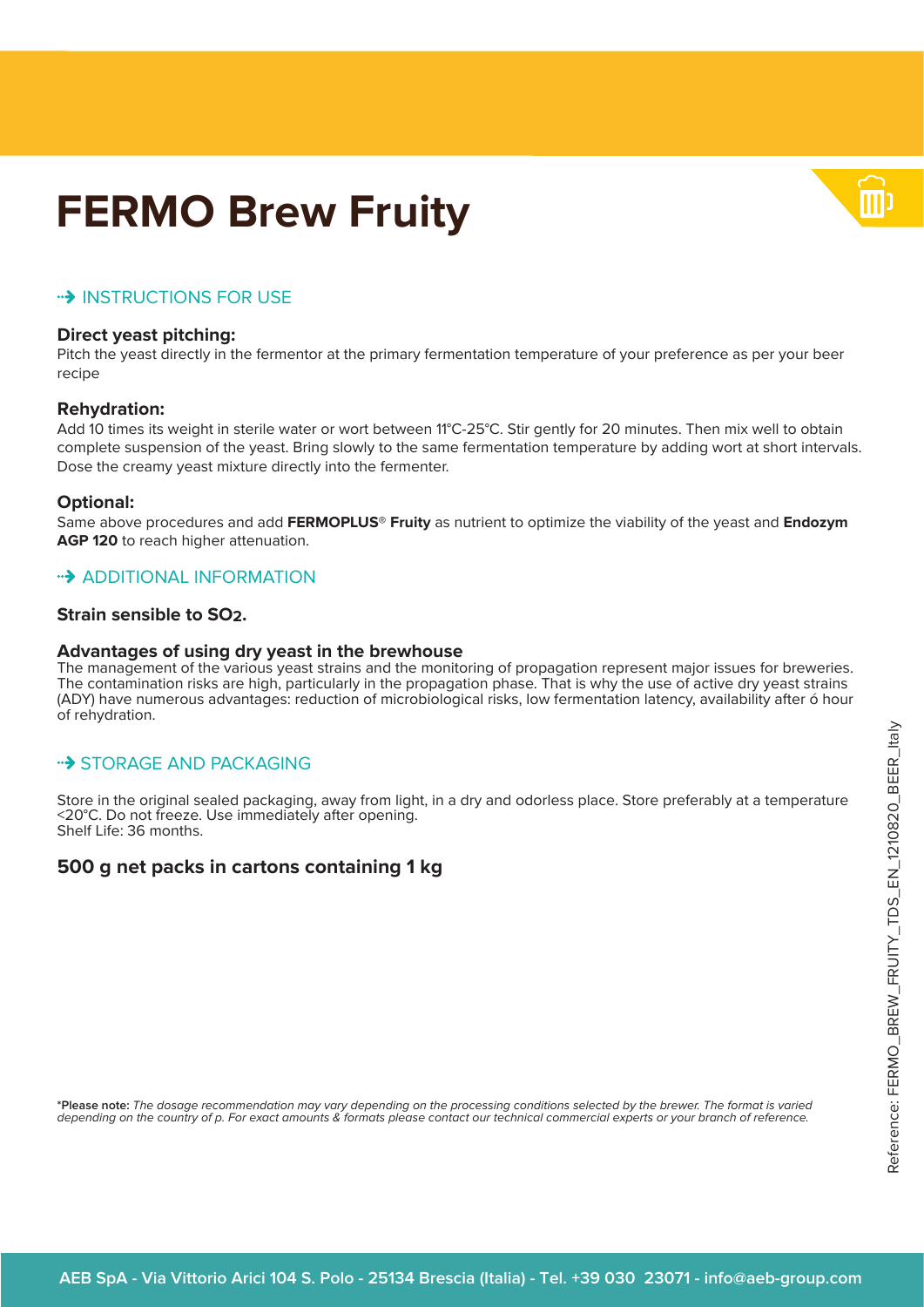# FERMO Brew Fruity

## INSTRUCTIONS FOR USE

### Direct yeast pitching:

Pitch the yeast directly in the fermentor at the primary fermentation temperature of your preference as per your beer recipe

### Rehydration:

Add 10 times its weight in sterile water or wort between 11°C-25°C. Stir gently for 20 minutes. Then mix well to obtain complete suspension of the yeast. Bring slowly to the same fermentation temperature by adding wort at short intervals. Dose the creamy yeast mixture directly into the fermenter.

### Optional:

Same above procedures and add **FERMOPLUS® Fruity** as nutrient to optimize the viability of the yeast and **Endozym AGP 120** to reach higher attenuation.

## ADDITIONAL INFORMATION

**Strain sensible to $SO_2$.**

### Advantages of using dry yeast in the brewhouse

The management of the various yeast strains and the monitoring of propagation represent major issues for breweries. The contamination risks are high, particularly in the propagation phase. That is why the use of active dry yeast strains (ADY) have numerous advantages: reduction of microbiological risks, low fermentation latency, availability after ó hour of rehydration.

## STORAGE AND PACKAGING

Store in the original sealed packaging, away from light, in a dry and odorless place. Store preferably at a temperature <20°C. Do not freeze. Use immediately after opening.
Shelf Life: 36 months.

**500 g net packs in cartons containing 1 kg**

***Please note:** *The dosage recommendation may vary depending on the processing conditions selected by the brewer. The format is varied depending on the country of p. For exact amounts & formats please contact our technical commercial experts or your branch of reference.*

Reference: FERMO_BREW_FRUITY_TDS_EN_1210820_BEER_Italy

**AEB SpA - Via Vittorio Arici 104 S. Polo - 25134 Brescia (Italia) - Tel. +39 030 23071 - info@aeb-group.com**